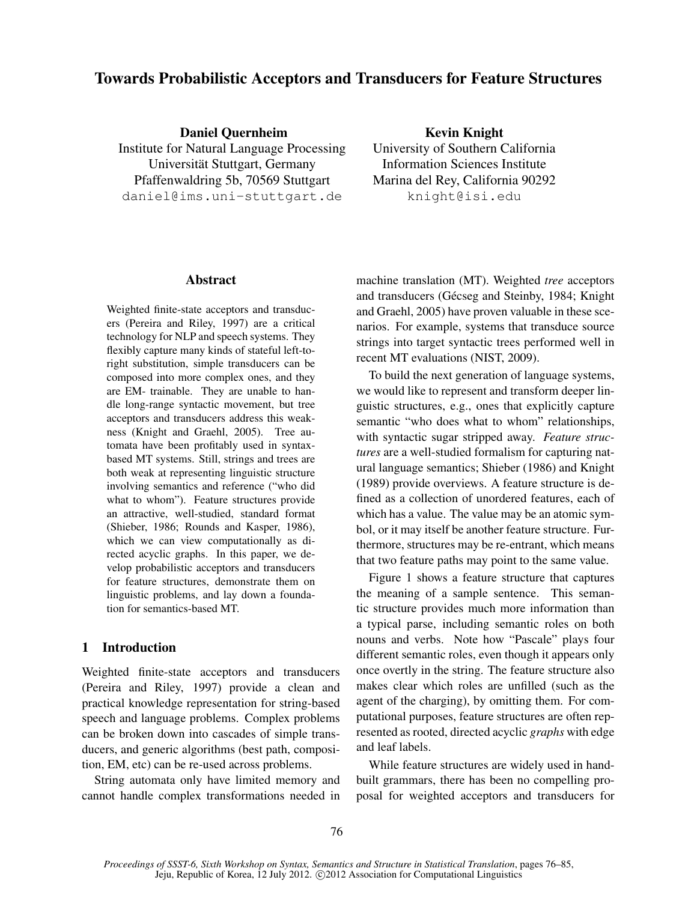# Towards Probabilistic Acceptors and Transducers for Feature Structures

**Daniel Quernheim**
Institute for Natural Language Processing
Universität Stuttgart, Germany
Pfaffenwaldring 5b, 70569 Stuttgart
daniel@ims.uni-stuttgart.de

**Kevin Knight**
University of Southern California
Information Sciences Institute
Marina del Rey, California 90292
knight@isi.edu

## Abstract

Weighted finite-state acceptors and transducers (Pereira and Riley, 1997) are a critical technology for NLP and speech systems. They flexibly capture many kinds of stateful left-to-right substitution, simple transducers can be composed into more complex ones, and they are EM- trainable. They are unable to handle long-range syntactic movement, but tree acceptors and transducers address this weakness (Knight and Graehl, 2005). Tree automata have been profitably used in syntax-based MT systems. Still, strings and trees are both weak at representing linguistic structure involving semantics and reference ("who did what to whom"). Feature structures provide an attractive, well-studied, standard format (Shieber, 1986; Rounds and Kasper, 1986), which we can view computationally as directed acyclic graphs. In this paper, we develop probabilistic acceptors and transducers for feature structures, demonstrate them on linguistic problems, and lay down a foundation for semantics-based MT.

## 1 Introduction

Weighted finite-state acceptors and transducers (Pereira and Riley, 1997) provide a clean and practical knowledge representation for string-based speech and language problems. Complex problems can be broken down into cascades of simple transducers, and generic algorithms (best path, composition, EM, etc) can be re-used across problems.

String automata only have limited memory and cannot handle complex transformations needed in machine translation (MT). Weighted *tree* acceptors and transducers (Gécseg and Steinby, 1984; Knight and Graehl, 2005) have proven valuable in these scenarios. For example, systems that transduce source strings into target syntactic trees performed well in recent MT evaluations (NIST, 2009).

To build the next generation of language systems, we would like to represent and transform deeper linguistic structures, e.g., ones that explicitly capture semantic "who does what to whom" relationships, with syntactic sugar stripped away. *Feature structures* are a well-studied formalism for capturing natural language semantics; Shieber (1986) and Knight (1989) provide overviews. A feature structure is defined as a collection of unordered features, each of which has a value. The value may be an atomic symbol, or it may itself be another feature structure. Furthermore, structures may be re-entrant, which means that two feature paths may point to the same value.

Figure 1 shows a feature structure that captures the meaning of a sample sentence. This semantic structure provides much more information than a typical parse, including semantic roles on both nouns and verbs. Note how "Pascale" plays four different semantic roles, even though it appears only once overtly in the string. The feature structure also makes clear which roles are unfilled (such as the agent of the charging), by omitting them. For computational purposes, feature structures are often represented as rooted, directed acyclic *graphs* with edge and leaf labels.

While feature structures are widely used in hand-built grammars, there has been no compelling proposal for weighted acceptors and transducers for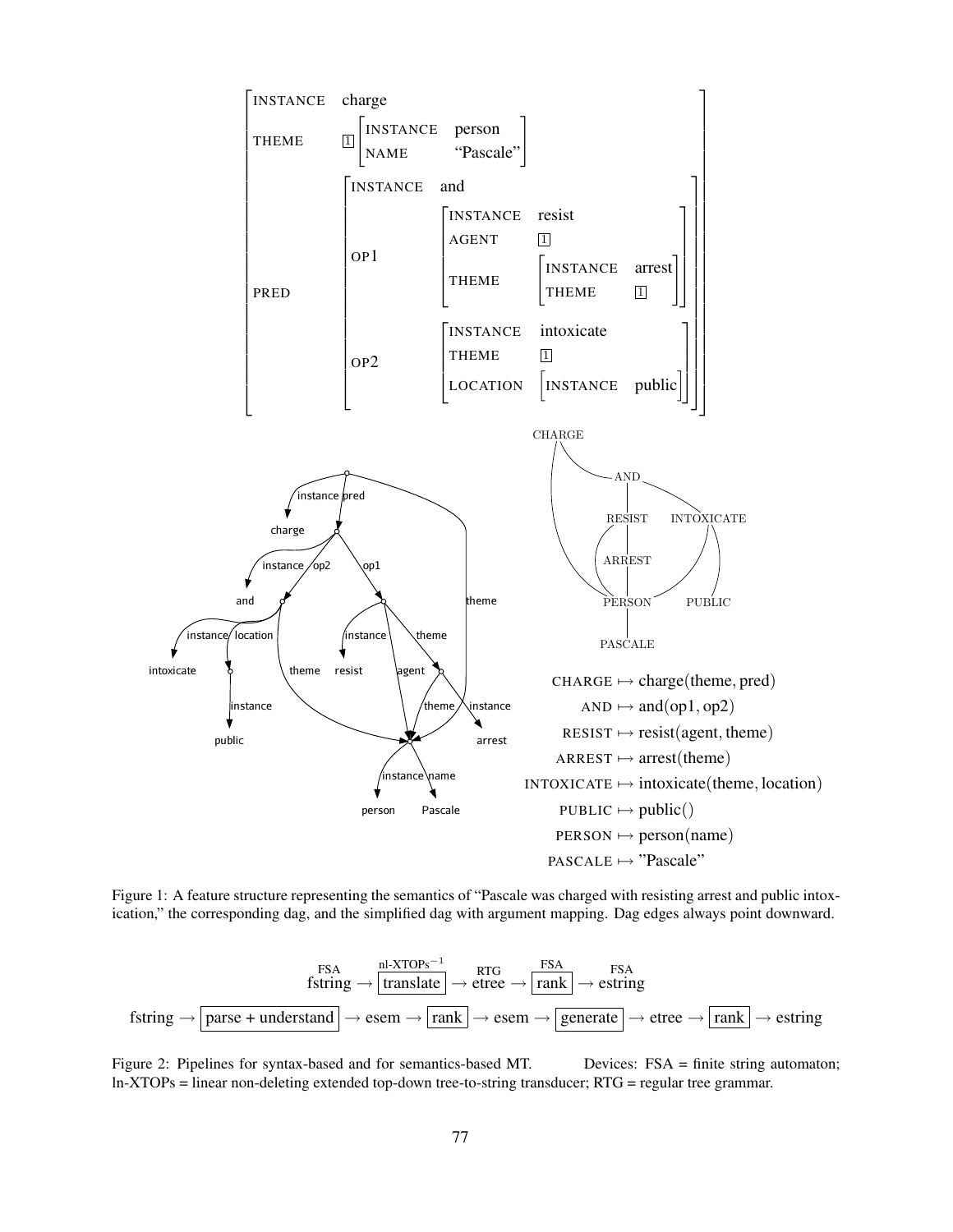$$
\begin{bmatrix}
\text{INSTANCE} & \text{charge} \\
\text{THEME} & \boxed{1}\begin{bmatrix}\text{INSTANCE} & \text{person} \\ \text{NAME} & \text{“Pascale”}\end{bmatrix} \\
\text{PRED} & \begin{bmatrix}
\text{INSTANCE} & \text{and} \\
\text{OP1} & \begin{bmatrix}\text{INSTANCE} & \text{resist} \\ \text{AGENT} & \boxed{1} \\ \text{THEME} & \begin{bmatrix}\text{INSTANCE} & \text{arrest} \\ \text{THEME} & \boxed{1}\end{bmatrix}\end{bmatrix} \\
\text{OP2} & \begin{bmatrix}\text{INSTANCE} & \text{intoxicate} \\ \text{THEME} & \boxed{1} \\ \text{LOCATION} & \begin{bmatrix}\text{INSTANCE} & \text{public}\end{bmatrix}\end{bmatrix}
\end{bmatrix}
\end{bmatrix}
$$

CHARGE $\mapsto$ charge(theme, pred)
AND $\mapsto$ and(op1, op2)
RESIST $\mapsto$ resist(agent, theme)
ARREST $\mapsto$ arrest(theme)
INTOXICATE $\mapsto$ intoxicate(theme, location)
PUBLIC $\mapsto$ public()
PERSON $\mapsto$ person(name)
PASCALE $\mapsto$ "Pascale"

Figure 1: A feature structure representing the semantics of “Pascale was charged with resisting arrest and public intoxication,” the corresponding dag, and the simplified dag with argument mapping. Dag edges always point downward.

$$
\overset{\text{FSA}}{\text{fstring}} \rightarrow \overset{\text{nl-XTOPs}^{-1}}{\boxed{\text{translate}}} \rightarrow \overset{\text{RTG}}{\text{etree}} \rightarrow \overset{\text{FSA}}{\boxed{\text{rank}}} \rightarrow \overset{\text{FSA}}{\text{estring}}
$$

$$
\text{fstring} \rightarrow \boxed{\text{parse + understand}} \rightarrow \text{esem} \rightarrow \boxed{\text{rank}} \rightarrow \text{esem} \rightarrow \boxed{\text{generate}} \rightarrow \text{etree} \rightarrow \boxed{\text{rank}} \rightarrow \text{estring}
$$

Figure 2: Pipelines for syntax-based and for semantics-based MT. Devices: FSA = finite string automaton; ln-XTOPs = linear non-deleting extended top-down tree-to-string transducer; RTG = regular tree grammar.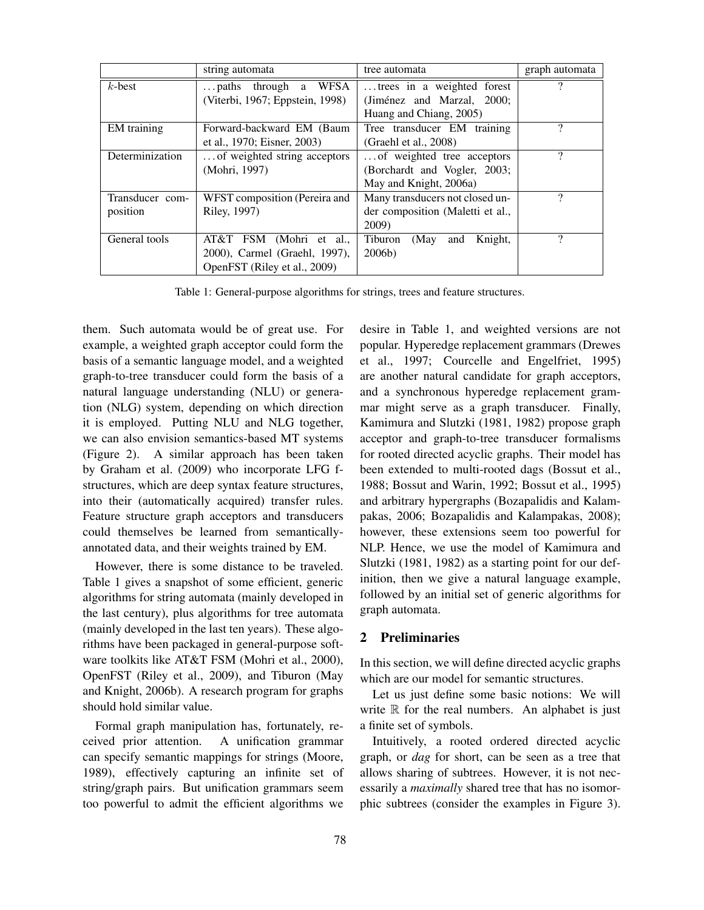| | string automata | tree automata | graph automata |
|---|---|---|---|
| $k$-best | …paths through a WFSA (Viterbi, 1967; Eppstein, 1998) | …trees in a weighted forest (Jiménez and Marzal, 2000; Huang and Chiang, 2005) | ? |
| EM training | Forward-backward EM (Baum et al., 1970; Eisner, 2003) | Tree transducer EM training (Graehl et al., 2008) | ? |
| Determinization | …of weighted string acceptors (Mohri, 1997) | …of weighted tree acceptors (Borchardt and Vogler, 2003; May and Knight, 2006a) | ? |
| Transducer composition | WFST composition (Pereira and Riley, 1997) | Many transducers not closed under composition (Maletti et al., 2009) | ? |
| General tools | AT&T FSM (Mohri et al., 2000), Carmel (Graehl, 1997), OpenFST (Riley et al., 2009) | Tiburon (May and Knight, 2006b) | ? |

Table 1: General-purpose algorithms for strings, trees and feature structures.

them. Such automata would be of great use. For example, a weighted graph acceptor could form the basis of a semantic language model, and a weighted graph-to-tree transducer could form the basis of a natural language understanding (NLU) or generation (NLG) system, depending on which direction it is employed. Putting NLU and NLG together, we can also envision semantics-based MT systems (Figure 2). A similar approach has been taken by Graham et al. (2009) who incorporate LFG f-structures, which are deep syntax feature structures, into their (automatically acquired) transfer rules. Feature structure graph acceptors and transducers could themselves be learned from semantically-annotated data, and their weights trained by EM.

However, there is some distance to be traveled. Table 1 gives a snapshot of some efficient, generic algorithms for string automata (mainly developed in the last century), plus algorithms for tree automata (mainly developed in the last ten years). These algorithms have been packaged in general-purpose software toolkits like AT&T FSM (Mohri et al., 2000), OpenFST (Riley et al., 2009), and Tiburon (May and Knight, 2006b). A research program for graphs should hold similar value.

Formal graph manipulation has, fortunately, received prior attention. A unification grammar can specify semantic mappings for strings (Moore, 1989), effectively capturing an infinite set of string/graph pairs. But unification grammars seem too powerful to admit the efficient algorithms we desire in Table 1, and weighted versions are not popular. Hyperedge replacement grammars (Drewes et al., 1997; Courcelle and Engelfriet, 1995) are another natural candidate for graph acceptors, and a synchronous hyperedge replacement grammar might serve as a graph transducer. Finally, Kamimura and Slutzki (1981, 1982) propose graph acceptor and graph-to-tree transducer formalisms for rooted directed acyclic graphs. Their model has been extended to multi-rooted dags (Bossut et al., 1988; Bossut and Warin, 1992; Bossut et al., 1995) and arbitrary hypergraphs (Bozapalidis and Kalampakas, 2006; Bozapalidis and Kalampakas, 2008); however, these extensions seem too powerful for NLP. Hence, we use the model of Kamimura and Slutzki (1981, 1982) as a starting point for our definition, then we give a natural language example, followed by an initial set of generic algorithms for graph automata.

## 2 Preliminaries

In this section, we will define directed acyclic graphs which are our model for semantic structures.

Let us just define some basic notions: We will write $\mathbb{R}$ for the real numbers. An alphabet is just a finite set of symbols.

Intuitively, a rooted ordered directed acyclic graph, or *dag* for short, can be seen as a tree that allows sharing of subtrees. However, it is not necessarily a *maximally* shared tree that has no isomorphic subtrees (consider the examples in Figure 3).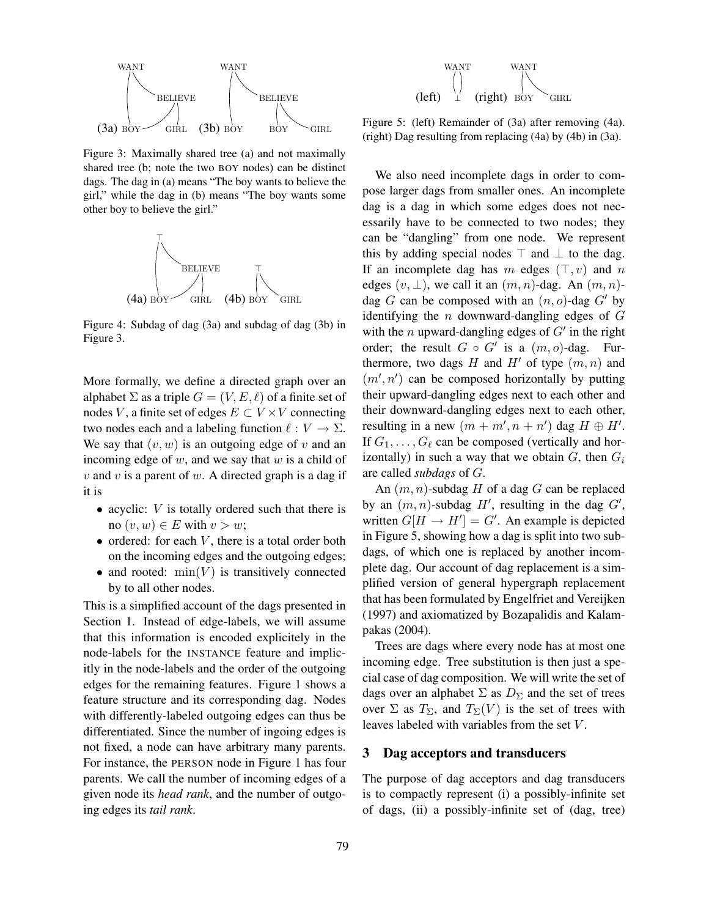Figure 3: Maximally shared tree (a) and not maximally shared tree (b; note the two BOY nodes) can be distinct dags. The dag in (a) means "The boy wants to believe the girl," while the dag in (b) means "The boy wants some other boy to believe the girl."

Figure 4: Subdag of dag (3a) and subdag of dag (3b) in Figure 3.

More formally, we define a directed graph over an alphabet $\Sigma$ as a triple $G = (V, E, \ell)$ of a finite set of nodes $V$, a finite set of edges $E \subset V \times V$ connecting two nodes each and a labeling function $\ell : V \to \Sigma$. We say that $(v, w)$ is an outgoing edge of $v$ and an incoming edge of $w$, and we say that $w$ is a child of $v$ and $v$ is a parent of $w$. A directed graph is a dag if it is

- acyclic: $V$ is totally ordered such that there is no $(v, w) \in E$ with $v > w$;
- ordered: for each $V$, there is a total order both on the incoming edges and the outgoing edges;
- and rooted: $\min(V)$ is transitively connected by to all other nodes.

This is a simplified account of the dags presented in Section 1. Instead of edge-labels, we will assume that this information is encoded explicitely in the node-labels for the INSTANCE feature and implicitly in the node-labels and the order of the outgoing edges for the remaining features. Figure 1 shows a feature structure and its corresponding dag. Nodes with differently-labeled outgoing edges can thus be differentiated. Since the number of ingoing edges is not fixed, a node can have arbitrary many parents. For instance, the PERSON node in Figure 1 has four parents. We call the number of incoming edges of a given node its *head rank*, and the number of outgoing edges its *tail rank*.

Figure 5: (left) Remainder of (3a) after removing (4a). (right) Dag resulting from replacing (4a) by (4b) in (3a).

We also need incomplete dags in order to compose larger dags from smaller ones. An incomplete dag is a dag in which some edges does not necessarily have to be connected to two nodes; they can be "dangling" from one node. We represent this by adding special nodes $\top$ and $\bot$ to the dag. If an incomplete dag has $m$ edges $(\top, v)$ and $n$ edges $(v, \bot)$, we call it an $(m, n)$-dag. An $(m, n)$-dag $G$ can be composed with an $(n, o)$-dag $G'$ by identifying the $n$ downward-dangling edges of $G$ with the $n$ upward-dangling edges of $G'$ in the right order; the result $G \circ G'$ is a $(m, o)$-dag. Furthermore, two dags $H$ and $H'$ of type $(m, n)$ and $(m', n')$ can be composed horizontally by putting their upward-dangling edges next to each other and their downward-dangling edges next to each other, resulting in a new $(m + m', n + n')$ dag $H \oplus H'$. If $G_1, \ldots, G_\ell$ can be composed (vertically and horizontally) in such a way that we obtain $G$, then $G_i$ are called *subdags* of $G$.

An $(m, n)$-subdag $H$ of a dag $G$ can be replaced by an $(m, n)$-subdag $H'$, resulting in the dag $G'$, written $G[H \to H'] = G'$. An example is depicted in Figure 5, showing how a dag is split into two subdags, of which one is replaced by another incomplete dag. Our account of dag replacement is a simplified version of general hypergraph replacement that has been formulated by Engelfriet and Vereijken (1997) and axiomatized by Bozapalidis and Kalampakas (2004).

Trees are dags where every node has at most one incoming edge. Tree substitution is then just a special case of dag composition. We will write the set of dags over an alphabet $\Sigma$ as $D_\Sigma$ and the set of trees over $\Sigma$ as $T_\Sigma$, and $T_\Sigma(V)$ is the set of trees with leaves labeled with variables from the set $V$.

## 3 Dag acceptors and transducers

The purpose of dag acceptors and dag transducers is to compactly represent (i) a possibly-infinite set of dags, (ii) a possibly-infinite set of (dag, tree)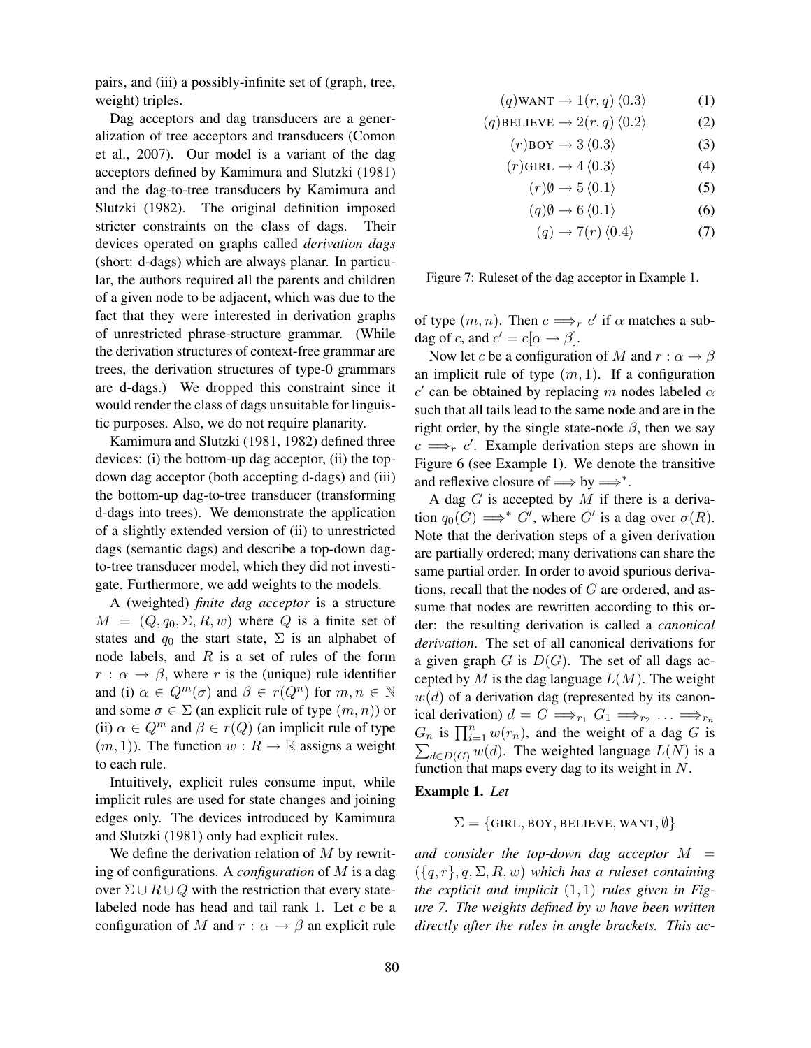pairs, and (iii) a possibly-infinite set of (graph, tree, weight) triples.

Dag acceptors and dag transducers are a generalization of tree acceptors and transducers (Comon et al., 2007). Our model is a variant of the dag acceptors defined by Kamimura and Slutzki (1981) and the dag-to-tree transducers by Kamimura and Slutzki (1982). The original definition imposed stricter constraints on the class of dags. Their devices operated on graphs called *derivation dags* (short: d-dags) which are always planar. In particular, the authors required all the parents and children of a given node to be adjacent, which was due to the fact that they were interested in derivation graphs of unrestricted phrase-structure grammar. (While the derivation structures of context-free grammar are trees, the derivation structures of type-0 grammars are d-dags.) We dropped this constraint since it would render the class of dags unsuitable for linguistic purposes. Also, we do not require planarity.

Kamimura and Slutzki (1981, 1982) defined three devices: (i) the bottom-up dag acceptor, (ii) the top-down dag acceptor (both accepting d-dags) and (iii) the bottom-up dag-to-tree transducer (transforming d-dags into trees). We demonstrate the application of a slightly extended version of (ii) to unrestricted dags (semantic dags) and describe a top-down dag-to-tree transducer model, which they did not investigate. Furthermore, we add weights to the models.

A (weighted) *finite dag acceptor* is a structure $M = (Q, q_0, \Sigma, R, w)$ where $Q$ is a finite set of states and $q_0$ the start state, $\Sigma$ is an alphabet of node labels, and $R$ is a set of rules of the form $r : \alpha \to \beta$, where $r$ is the (unique) rule identifier and (i) $\alpha \in Q^m(\sigma)$ and $\beta \in r(Q^n)$ for $m, n \in \mathbb{N}$ and some $\sigma \in \Sigma$ (an explicit rule of type $(m, n)$) or (ii) $\alpha \in Q^m$ and $\beta \in r(Q)$ (an implicit rule of type $(m, 1)$). The function $w : R \to \mathbb{R}$ assigns a weight to each rule.

Intuitively, explicit rules consume input, while implicit rules are used for state changes and joining edges only. The devices introduced by Kamimura and Slutzki (1981) only had explicit rules.

We define the derivation relation of $M$ by rewriting of configurations. A *configuration* of $M$ is a dag over $\Sigma \cup R \cup Q$ with the restriction that every state-labeled node has head and tail rank 1. Let $c$ be a configuration of $M$ and $r : \alpha \to \beta$ an explicit rule of type $(m, n)$. Then $c \Longrightarrow_r c'$ if $\alpha$ matches a sub-dag of $c$, and $c' = c[\alpha \to \beta]$.

Now let $c$ be a configuration of $M$ and $r : \alpha \to \beta$ an implicit rule of type $(m, 1)$. If a configuration $c'$ can be obtained by replacing $m$ nodes labeled $\alpha$ such that all tails lead to the same node and are in the right order, by the single state-node $\beta$, then we say $c \Longrightarrow_r c'$. Example derivation steps are shown in Figure 6 (see Example 1). We denote the transitive and reflexive closure of $\Longrightarrow$ by $\Longrightarrow^*$.

A dag $G$ is accepted by $M$ if there is a derivation $q_0(G) \Longrightarrow^* G'$, where $G'$ is a dag over $\sigma(R)$. Note that the derivation steps of a given derivation are partially ordered; many derivations can share the same partial order. In order to avoid spurious derivations, recall that the nodes of $G$ are ordered, and assume that nodes are rewritten according to this order: the resulting derivation is called a *canonical derivation*. The set of all canonical derivations for a given graph $G$ is $D(G)$. The set of all dags accepted by $M$ is the dag language $L(M)$. The weight $w(d)$ of a derivation dag (represented by its canonical derivation) $d = G \Longrightarrow_{r_1} G_1 \Longrightarrow_{r_2} \ldots \Longrightarrow_{r_n} G_n$ is $\prod_{i=1}^{n} w(r_n)$, and the weight of a dag $G$ is $\sum_{d \in D(G)} w(d)$. The weighted language $L(N)$ is a function that maps every dag to its weight in $N$.

$$(q)\text{WANT} \to 1(r, q)\,\langle 0.3\rangle \tag{1}$$

$$(q)\text{BELIEVE} \to 2(r, q)\,\langle 0.2\rangle \tag{2}$$

$$(r)\text{BOY} \to 3\,\langle 0.3\rangle \tag{3}$$

$$(r)\text{GIRL} \to 4\,\langle 0.3\rangle \tag{4}$$

$$(r)\emptyset \to 5\,\langle 0.1\rangle \tag{5}$$

$$(q)\emptyset \to 6\,\langle 0.1\rangle \tag{6}$$

$$(q) \to 7(r)\,\langle 0.4\rangle \tag{7}$$

Figure 7: Ruleset of the dag acceptor in Example 1.

**Example 1.** *Let*

$$\Sigma = \{\text{GIRL}, \text{BOY}, \text{BELIEVE}, \text{WANT}, \emptyset\}$$

*and consider the top-down dag acceptor $M = (\{q, r\}, q, \Sigma, R, w)$ which has a ruleset containing the explicit and implicit $(1, 1)$ rules given in Figure 7. The weights defined by $w$ have been written directly after the rules in angle brackets. This ac-*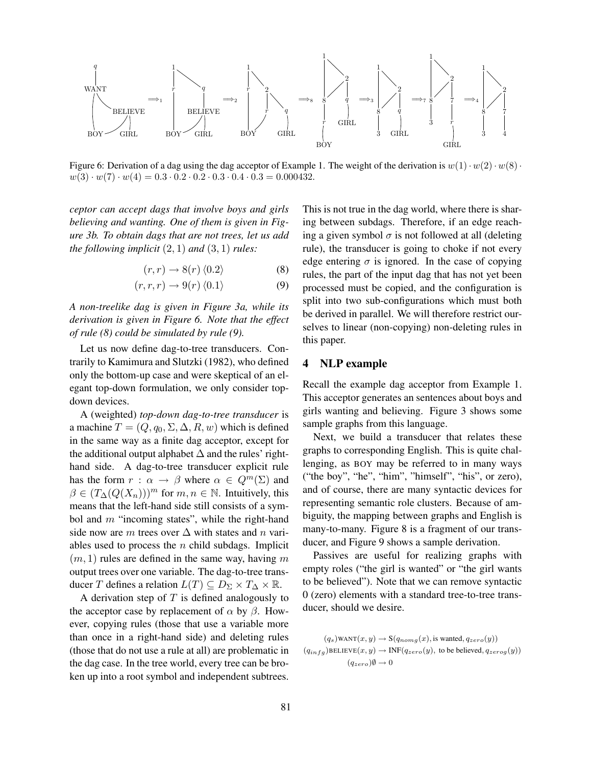Figure 6: Derivation of a dag using the dag acceptor of Example 1. The weight of the derivation is $w(1) \cdot w(2) \cdot w(8) \cdot w(3) \cdot w(7) \cdot w(4) = 0.3 \cdot 0.2 \cdot 0.2 \cdot 0.3 \cdot 0.4 \cdot 0.3 = 0.000432$.

*ceptor can accept dags that involve boys and girls believing and wanting. One of them is given in Figure 3b. To obtain dags that are not trees, let us add the following implicit* $(2, 1)$ *and* $(3, 1)$ *rules:*

$$(r, r) \to 8(r) \langle 0.2 \rangle \quad (8)$$

$$(r, r, r) \to 9(r) \langle 0.1 \rangle \quad (9)$$

*A non-treelike dag is given in Figure 3a, while its derivation is given in Figure 6. Note that the effect of rule (8) could be simulated by rule (9).*

Let us now define dag-to-tree transducers. Contrarily to Kamimura and Slutzki (1982), who defined only the bottom-up case and were skeptical of an elegant top-down formulation, we only consider top-down devices.

A (weighted) *top-down dag-to-tree transducer* is a machine $T = (Q, q_0, \Sigma, \Delta, R, w)$ which is defined in the same way as a finite dag acceptor, except for the additional output alphabet $\Delta$ and the rules' right-hand side. A dag-to-tree transducer explicit rule has the form $r : \alpha \to \beta$ where $\alpha \in Q^m(\Sigma)$ and $\beta \in (T_\Delta(Q(X_n)))^m$ for $m, n \in \mathbb{N}$. Intuitively, this means that the left-hand side still consists of a symbol and $m$ "incoming states", while the right-hand side now are $m$ trees over $\Delta$ with states and $n$ variables used to process the $n$ child subdags. Implicit $(m, 1)$ rules are defined in the same way, having $m$ output trees over one variable. The dag-to-tree transducer $T$ defines a relation $L(T) \subseteq D_\Sigma \times T_\Delta \times \mathbb{R}$.

A derivation step of $T$ is defined analogously to the acceptor case by replacement of $\alpha$ by $\beta$. However, copying rules (those that use a variable more than once in a right-hand side) and deleting rules (those that do not use a rule at all) are problematic in the dag case. In the tree world, every tree can be broken up into a root symbol and independent subtrees. This is not true in the dag world, where there is sharing between subdags. Therefore, if an edge reaching a given symbol $\sigma$ is not followed at all (deleting rule), the transducer is going to choke if not every edge entering $\sigma$ is ignored. In the case of copying rules, the part of the input dag that has not yet been processed must be copied, and the configuration is split into two sub-configurations which must both be derived in parallel. We will therefore restrict ourselves to linear (non-copying) non-deleting rules in this paper.

## 4 NLP example

Recall the example dag acceptor from Example 1. This acceptor generates an sentences about boys and girls wanting and believing. Figure 3 shows some sample graphs from this language.

Next, we build a transducer that relates these graphs to corresponding English. This is quite challenging, as BOY may be referred to in many ways ("the boy", "he", "him", "himself", "his", or zero), and of course, there are many syntactic devices for representing semantic role clusters. Because of ambiguity, the mapping between graphs and English is many-to-many. Figure 8 is a fragment of our transducer, and Figure 9 shows a sample derivation.

Passives are useful for realizing graphs with empty roles ("the girl is wanted" or "the girl wants to be believed"). Note that we can remove syntactic 0 (zero) elements with a standard tree-to-tree transducer, should we desire.

$$(q_s)\text{WANT}(x, y) \to \text{S}(q_{nomg}(x), \text{is wanted}, q_{zero}(y))$$
$$(q_{infg})\text{BELIEVE}(x, y) \to \text{INF}(q_{zero}(y), \text{ to be believed}, q_{zerog}(y))$$
$$(q_{zero})\emptyset \to 0$$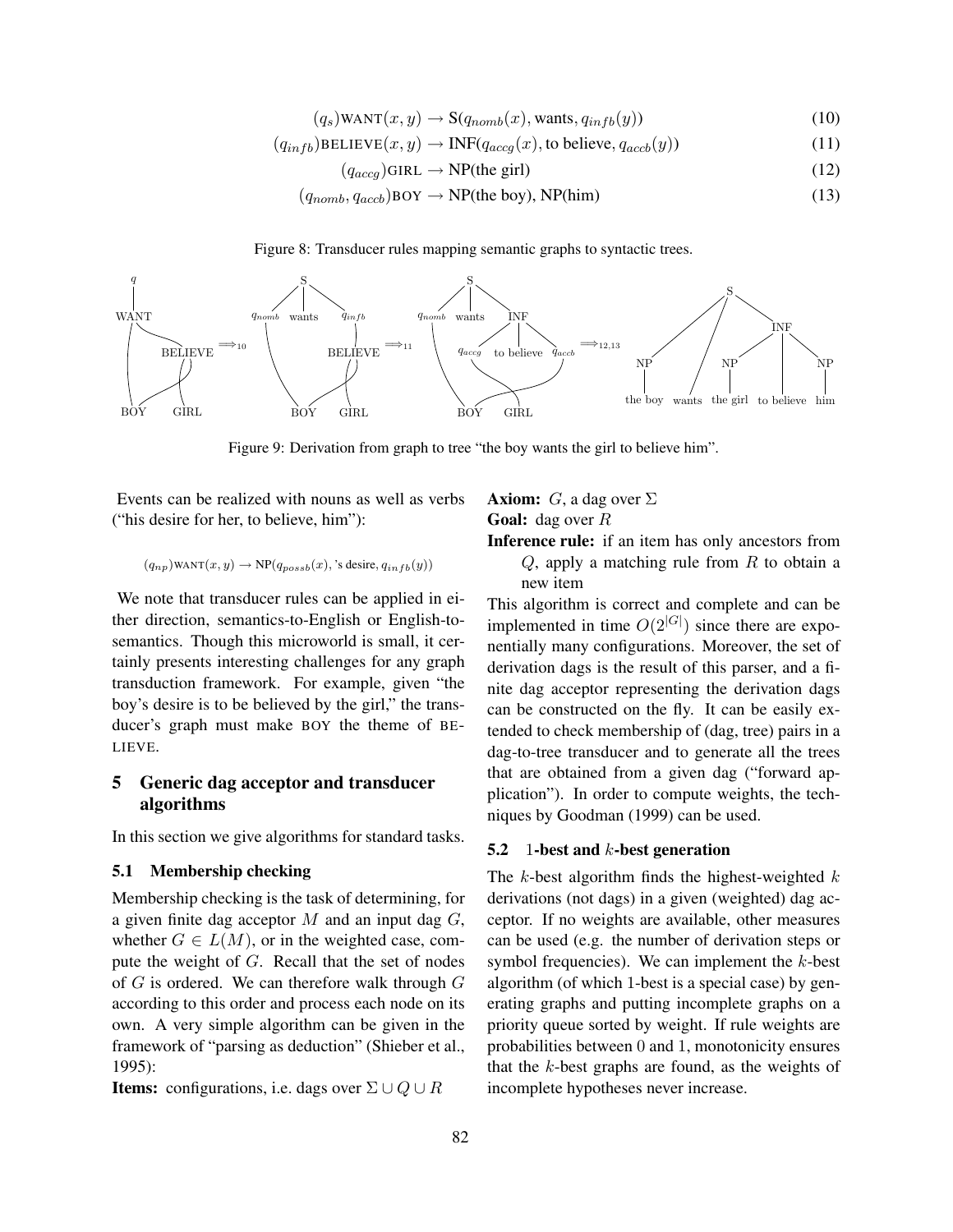$$(q_s)\text{WANT}(x, y) \rightarrow \text{S}(q_{nomb}(x), \text{wants}, q_{infb}(y)) \tag{10}$$

$$(q_{infb})\text{BELIEVE}(x, y) \rightarrow \text{INF}(q_{accg}(x), \text{to believe}, q_{accb}(y)) \tag{11}$$

$$(q_{accg})\text{GIRL} \rightarrow \text{NP(the girl)} \tag{12}$$

$$(q_{nomb}, q_{accb})\text{BOY} \rightarrow \text{NP(the boy), NP(him)} \tag{13}$$

Figure 8: Transducer rules mapping semantic graphs to syntactic trees.

Figure 9: Derivation from graph to tree "the boy wants the girl to believe him".

Events can be realized with nouns as well as verbs ("his desire for her, to believe, him"):

$$(q_{np})\text{WANT}(x, y) \rightarrow \text{NP}(q_{possb}(x), \text{'s desire}, q_{infb}(y))$$

We note that transducer rules can be applied in either direction, semantics-to-English or English-to-semantics. Though this microworld is small, it certainly presents interesting challenges for any graph transduction framework. For example, given "the boy's desire is to be believed by the girl," the transducer's graph must make BOY the theme of BELIEVE.

## 5 Generic dag acceptor and transducer algorithms

In this section we give algorithms for standard tasks.

### 5.1 Membership checking

Membership checking is the task of determining, for a given finite dag acceptor $M$ and an input dag $G$, whether $G \in L(M)$, or in the weighted case, compute the weight of $G$. Recall that the set of nodes of $G$ is ordered. We can therefore walk through $G$ according to this order and process each node on its own. A very simple algorithm can be given in the framework of "parsing as deduction" (Shieber et al., 1995):

**Items:** configurations, i.e. dags over $\Sigma \cup Q \cup R$

**Axiom:** $G$, a dag over $\Sigma$

**Goal:** dag over $R$

**Inference rule:** if an item has only ancestors from $Q$, apply a matching rule from $R$ to obtain a new item

This algorithm is correct and complete and can be implemented in time $O(2^{|G|})$ since there are exponentially many configurations. Moreover, the set of derivation dags is the result of this parser, and a finite dag acceptor representing the derivation dags can be constructed on the fly. It can be easily extended to check membership of (dag, tree) pairs in a dag-to-tree transducer and to generate all the trees that are obtained from a given dag ("forward application"). In order to compute weights, the techniques by Goodman (1999) can be used.

### 5.2 1-best and $k$-best generation

The $k$-best algorithm finds the highest-weighted $k$ derivations (not dags) in a given (weighted) dag acceptor. If no weights are available, other measures can be used (e.g. the number of derivation steps or symbol frequencies). We can implement the $k$-best algorithm (of which 1-best is a special case) by generating graphs and putting incomplete graphs on a priority queue sorted by weight. If rule weights are probabilities between 0 and 1, monotonicity ensures that the $k$-best graphs are found, as the weights of incomplete hypotheses never increase.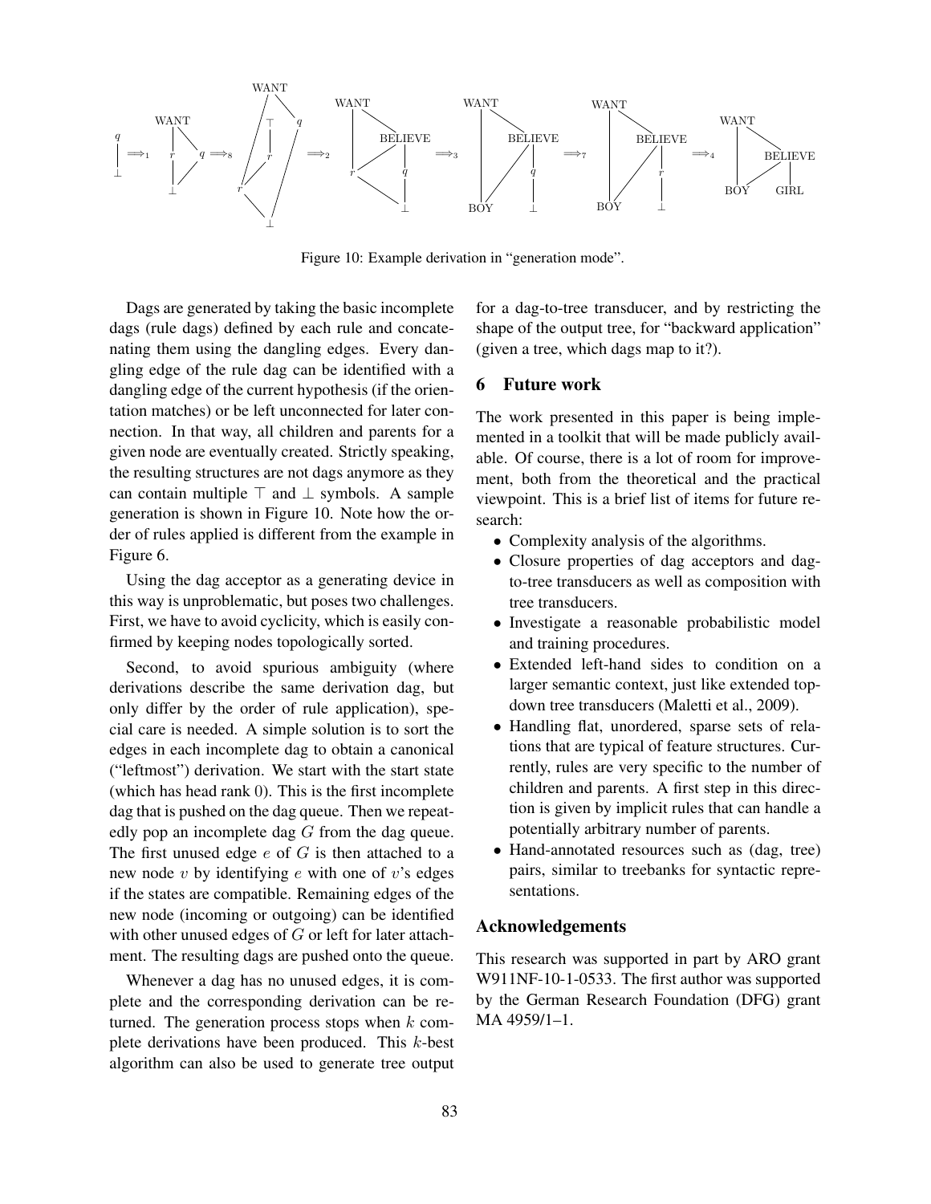Figure 10: Example derivation in "generation mode".

Dags are generated by taking the basic incomplete dags (rule dags) defined by each rule and concatenating them using the dangling edges. Every dangling edge of the rule dag can be identified with a dangling edge of the current hypothesis (if the orientation matches) or be left unconnected for later connection. In that way, all children and parents for a given node are eventually created. Strictly speaking, the resulting structures are not dags anymore as they can contain multiple $\top$ and $\bot$ symbols. A sample generation is shown in Figure 10. Note how the order of rules applied is different from the example in Figure 6.

Using the dag acceptor as a generating device in this way is unproblematic, but poses two challenges. First, we have to avoid cyclicity, which is easily confirmed by keeping nodes topologically sorted.

Second, to avoid spurious ambiguity (where derivations describe the same derivation dag, but only differ by the order of rule application), special care is needed. A simple solution is to sort the edges in each incomplete dag to obtain a canonical ("leftmost") derivation. We start with the start state (which has head rank 0). This is the first incomplete dag that is pushed on the dag queue. Then we repeatedly pop an incomplete dag $G$ from the dag queue. The first unused edge $e$ of $G$ is then attached to a new node $v$ by identifying $e$ with one of $v$'s edges if the states are compatible. Remaining edges of the new node (incoming or outgoing) can be identified with other unused edges of $G$ or left for later attachment. The resulting dags are pushed onto the queue.

Whenever a dag has no unused edges, it is complete and the corresponding derivation can be returned. The generation process stops when $k$ complete derivations have been produced. This $k$-best algorithm can also be used to generate tree output for a dag-to-tree transducer, and by restricting the shape of the output tree, for "backward application" (given a tree, which dags map to it?).

## 6 Future work

The work presented in this paper is being implemented in a toolkit that will be made publicly available. Of course, there is a lot of room for improvement, both from the theoretical and the practical viewpoint. This is a brief list of items for future research:

- Complexity analysis of the algorithms.
- Closure properties of dag acceptors and dag-to-tree transducers as well as composition with tree transducers.
- Investigate a reasonable probabilistic model and training procedures.
- Extended left-hand sides to condition on a larger semantic context, just like extended top-down tree transducers (Maletti et al., 2009).
- Handling flat, unordered, sparse sets of relations that are typical of feature structures. Currently, rules are very specific to the number of children and parents. A first step in this direction is given by implicit rules that can handle a potentially arbitrary number of parents.
- Hand-annotated resources such as (dag, tree) pairs, similar to treebanks for syntactic representations.

## Acknowledgements

This research was supported in part by ARO grant W911NF-10-1-0533. The first author was supported by the German Research Foundation (DFG) grant MA 4959/1–1.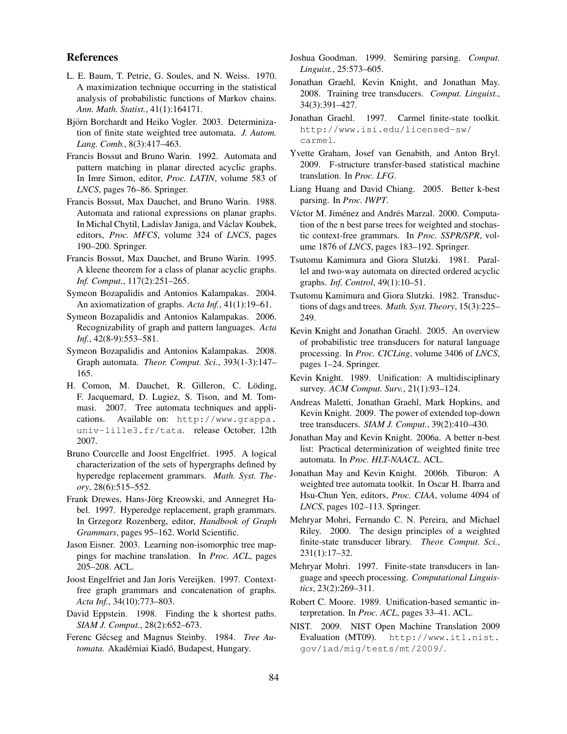## References

L. E. Baum, T. Petrie, G. Soules, and N. Weiss. 1970. A maximization technique occurring in the statistical analysis of probabilistic functions of Markov chains. *Ann. Math. Statist.*, 41(1):164171.

Björn Borchardt and Heiko Vogler. 2003. Determinization of finite state weighted tree automata. *J. Autom. Lang. Comb.*, 8(3):417–463.

Francis Bossut and Bruno Warin. 1992. Automata and pattern matching in planar directed acyclic graphs. In Imre Simon, editor, *Proc. LATIN*, volume 583 of *LNCS*, pages 76–86. Springer.

Francis Bossut, Max Dauchet, and Bruno Warin. 1988. Automata and rational expressions on planar graphs. In Michal Chytil, Ladislav Janiga, and Václav Koubek, editors, *Proc. MFCS*, volume 324 of *LNCS*, pages 190–200. Springer.

Francis Bossut, Max Dauchet, and Bruno Warin. 1995. A kleene theorem for a class of planar acyclic graphs. *Inf. Comput.*, 117(2):251–265.

Symeon Bozapalidis and Antonios Kalampakas. 2004. An axiomatization of graphs. *Acta Inf.*, 41(1):19–61.

Symeon Bozapalidis and Antonios Kalampakas. 2006. Recognizability of graph and pattern languages. *Acta Inf.*, 42(8-9):553–581.

Symeon Bozapalidis and Antonios Kalampakas. 2008. Graph automata. *Theor. Comput. Sci.*, 393(1-3):147–165.

H. Comon, M. Dauchet, R. Gilleron, C. Löding, F. Jacquemard, D. Lugiez, S. Tison, and M. Tommasi. 2007. Tree automata techniques and applications. Available on: `http://www.grappa.univ-lille3.fr/tata`. release October, 12th 2007.

Bruno Courcelle and Joost Engelfriet. 1995. A logical characterization of the sets of hypergraphs defined by hyperedge replacement grammars. *Math. Syst. Theory*, 28(6):515–552.

Frank Drewes, Hans-Jörg Kreowski, and Annegret Habel. 1997. Hyperedge replacement, graph grammars. In Grzegorz Rozenberg, editor, *Handbook of Graph Grammars*, pages 95–162. World Scientific.

Jason Eisner. 2003. Learning non-isomorphic tree mappings for machine translation. In *Proc. ACL*, pages 205–208. ACL.

Joost Engelfriet and Jan Joris Vereijken. 1997. Context-free graph grammars and concatenation of graphs. *Acta Inf.*, 34(10):773–803.

David Eppstein. 1998. Finding the k shortest paths. *SIAM J. Comput.*, 28(2):652–673.

Ferenc Gécseg and Magnus Steinby. 1984. *Tree Automata*. Akadémiai Kiadó, Budapest, Hungary.

Joshua Goodman. 1999. Semiring parsing. *Comput. Linguist.*, 25:573–605.

Jonathan Graehl, Kevin Knight, and Jonathan May. 2008. Training tree transducers. *Comput. Linguist.*, 34(3):391–427.

Jonathan Graehl. 1997. Carmel finite-state toolkit. `http://www.isi.edu/licensed-sw/carmel`.

Yvette Graham, Josef van Genabith, and Anton Bryl. 2009. F-structure transfer-based statistical machine translation. In *Proc. LFG*.

Liang Huang and David Chiang. 2005. Better k-best parsing. In *Proc. IWPT*.

Víctor M. Jiménez and Andrés Marzal. 2000. Computation of the n best parse trees for weighted and stochastic context-free grammars. In *Proc. SSPR/SPR*, volume 1876 of *LNCS*, pages 183–192. Springer.

Tsutomu Kamimura and Giora Slutzki. 1981. Parallel and two-way automata on directed ordered acyclic graphs. *Inf. Control*, 49(1):10–51.

Tsutomu Kamimura and Giora Slutzki. 1982. Transductions of dags and trees. *Math. Syst. Theory*, 15(3):225–249.

Kevin Knight and Jonathan Graehl. 2005. An overview of probabilistic tree transducers for natural language processing. In *Proc. CICLing*, volume 3406 of *LNCS*, pages 1–24. Springer.

Kevin Knight. 1989. Unification: A multidisciplinary survey. *ACM Comput. Surv.*, 21(1):93–124.

Andreas Maletti, Jonathan Graehl, Mark Hopkins, and Kevin Knight. 2009. The power of extended top-down tree transducers. *SIAM J. Comput.*, 39(2):410–430.

Jonathan May and Kevin Knight. 2006a. A better n-best list: Practical determinization of weighted finite tree automata. In *Proc. HLT-NAACL*. ACL.

Jonathan May and Kevin Knight. 2006b. Tiburon: A weighted tree automata toolkit. In Oscar H. Ibarra and Hsu-Chun Yen, editors, *Proc. CIAA*, volume 4094 of *LNCS*, pages 102–113. Springer.

Mehryar Mohri, Fernando C. N. Pereira, and Michael Riley. 2000. The design principles of a weighted finite-state transducer library. *Theor. Comput. Sci.*, 231(1):17–32.

Mehryar Mohri. 1997. Finite-state transducers in language and speech processing. *Computational Linguistics*, 23(2):269–311.

Robert C. Moore. 1989. Unification-based semantic interpretation. In *Proc. ACL*, pages 33–41. ACL.

NIST. 2009. NIST Open Machine Translation 2009 Evaluation (MT09). `http://www.itl.nist.gov/iad/mig/tests/mt/2009/`.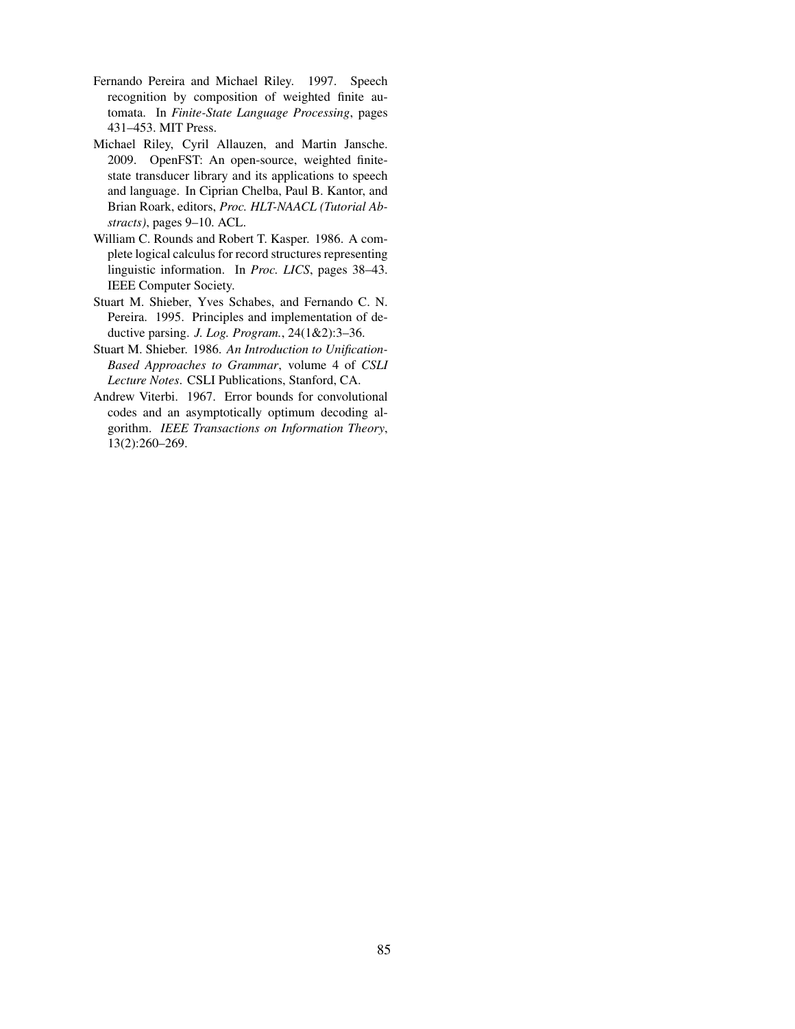Fernando Pereira and Michael Riley. 1997. Speech recognition by composition of weighted finite automata. In *Finite-State Language Processing*, pages 431–453. MIT Press.

Michael Riley, Cyril Allauzen, and Martin Jansche. 2009. OpenFST: An open-source, weighted finite-state transducer library and its applications to speech and language. In Ciprian Chelba, Paul B. Kantor, and Brian Roark, editors, *Proc. HLT-NAACL (Tutorial Abstracts)*, pages 9–10. ACL.

William C. Rounds and Robert T. Kasper. 1986. A complete logical calculus for record structures representing linguistic information. In *Proc. LICS*, pages 38–43. IEEE Computer Society.

Stuart M. Shieber, Yves Schabes, and Fernando C. N. Pereira. 1995. Principles and implementation of deductive parsing. *J. Log. Program.*, 24(1&2):3–36.

Stuart M. Shieber. 1986. *An Introduction to Unification-Based Approaches to Grammar*, volume 4 of *CSLI Lecture Notes*. CSLI Publications, Stanford, CA.

Andrew Viterbi. 1967. Error bounds for convolutional codes and an asymptotically optimum decoding algorithm. *IEEE Transactions on Information Theory*, 13(2):260–269.